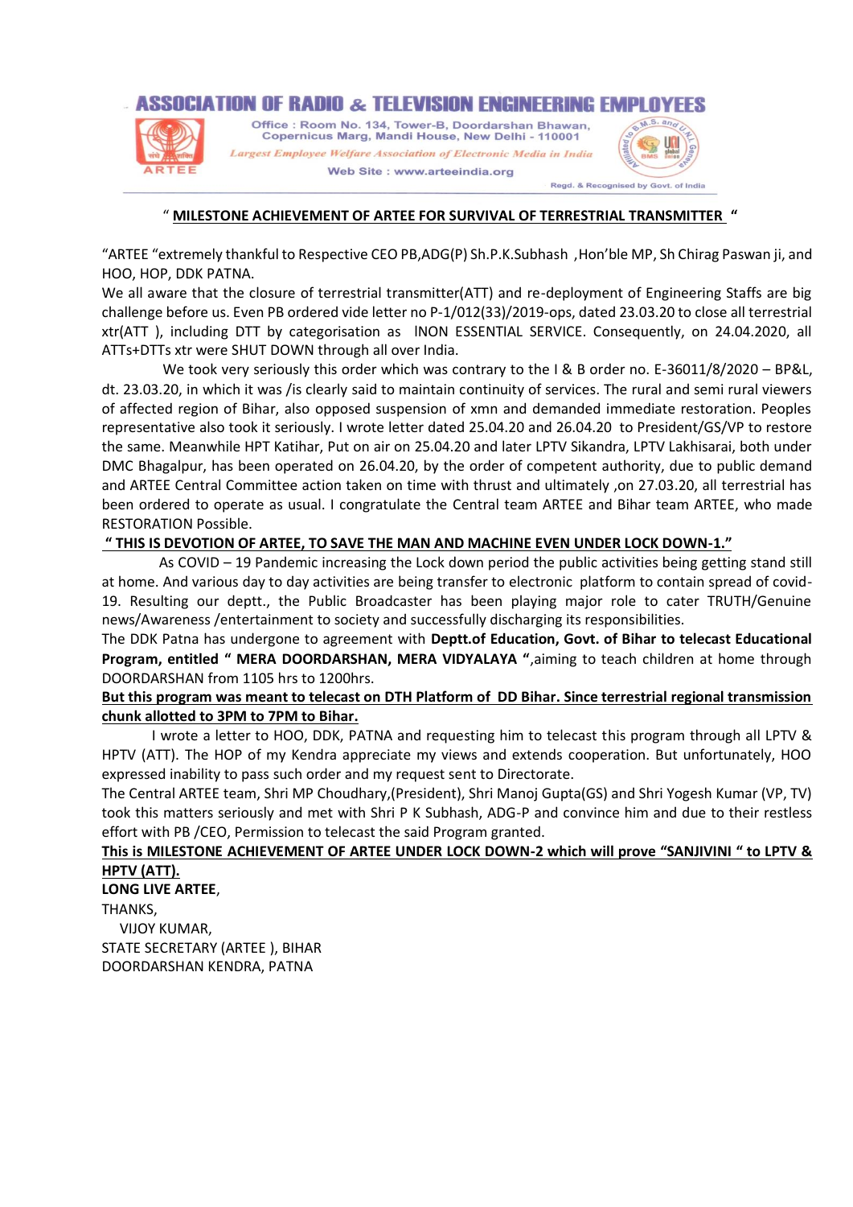# ASSOCIATION OF RADIO & TELEVISION ENGINEERING EMPLOYEES

Office : Room No. 134, Tower-B, Doordarshan Bhawan, Copernicus Marg, Mandi House, New Delhi - 110001

*Largest Employee Welfare Association of Electronic Media in India*

Web Site : www.arteeindia.org

ARTEE

Regd. & Recognised by Govt. of India

" **MILESTONE ACHIEVEMENT OF ARTEE FOR SURVIVAL OF TERRESTRIAL TRANSMITTER** "

"ARTEE "extremely thankful to Respective CEO PB,ADG(P) Sh.P.K.Subhash ,Hon'ble MP, Sh Chirag Paswan ji, and HOO, HOP, DDK PATNA.

We all aware that the closure of terrestrial transmitter(ATT) and re-deployment of Engineering Staffs are big challenge before us. Even PB ordered vide letter no P-1/012(33)/2019-ops, dated 23.03.20 to close all terrestrial xtr(ATT ), including DTT by categorisation as lNON ESSENTIAL SERVICE. Consequently, on 24.04.2020, all ATTs+DTTs xtr were SHUT DOWN through all over India.

We took very seriously this order which was contrary to the I & B order no. E-36011/8/2020 – BP&L, dt. 23.03.20, in which it was /is clearly said to maintain continuity of services. The rural and semi rural viewers of affected region of Bihar, also opposed suspension of xmn and demanded immediate restoration. Peoples representative also took it seriously. I wrote letter dated 25.04.20 and 26.04.20 to President/GS/VP to restore the same. Meanwhile HPT Katihar, Put on air on 25.04.20 and later LPTV Sikandra, LPTV Lakhisarai, both under DMC Bhagalpur, has been operated on 26.04.20, by the order of competent authority, due to public demand and ARTEE Central Committee action taken on time with thrust and ultimately ,on 27.03.20, all terrestrial has been ordered to operate as usual. I congratulate the Central team ARTEE and Bihar team ARTEE, who made RESTORATION Possible.

**" THIS IS DEVOTION OF ARTEE, TO SAVE THE MAN AND MACHINE EVEN UNDER LOCK DOWN-1."**

As COVID – 19 Pandemic increasing the Lock down period the public activities being getting stand still at home. And various day to day activities are being transfer to electronic platform to contain spread of covid-19. Resulting our deptt., the Public Broadcaster has been playing major role to cater TRUTH/Genuine news/Awareness /entertainment to society and successfully discharging its responsibilities.

The DDK Patna has undergone to agreement with **Deptt.of Education, Govt. of Bihar to telecast Educational Program, entitled " MERA DOORDARSHAN, MERA VIDYALAYA "**,aiming to teach children at home through DOORDARSHAN from 1105 hrs to 1200hrs.

**But this program was meant to telecast on DTH Platform of DD Bihar. Since terrestrial regional transmission chunk allotted to 3PM to 7PM to Bihar.**

I wrote a letter to HOO, DDK, PATNA and requesting him to telecast this program through all LPTV & HPTV (ATT). The HOP of my Kendra appreciate my views and extends cooperation. But unfortunately, HOO expressed inability to pass such order and my request sent to Directorate.

The Central ARTEE team, Shri MP Choudhary,(President), Shri Manoj Gupta(GS) and Shri Yogesh Kumar (VP, TV) took this matters seriously and met with Shri P K Subhash, ADG-P and convince him and due to their restless effort with PB /CEO, Permission to telecast the said Program granted.

**This is MILESTONE ACHIEVEMENT OF ARTEE UNDER LOCK DOWN-2 which will prove "SANJIVINI " to LPTV & HPTV (ATT).**

**LONG LIVE ARTEE**,

THANKS,

VIJOY KUMAR,

STATE SECRETARY (ARTEE ), BIHAR

DOORDARSHAN KENDRA, PATNA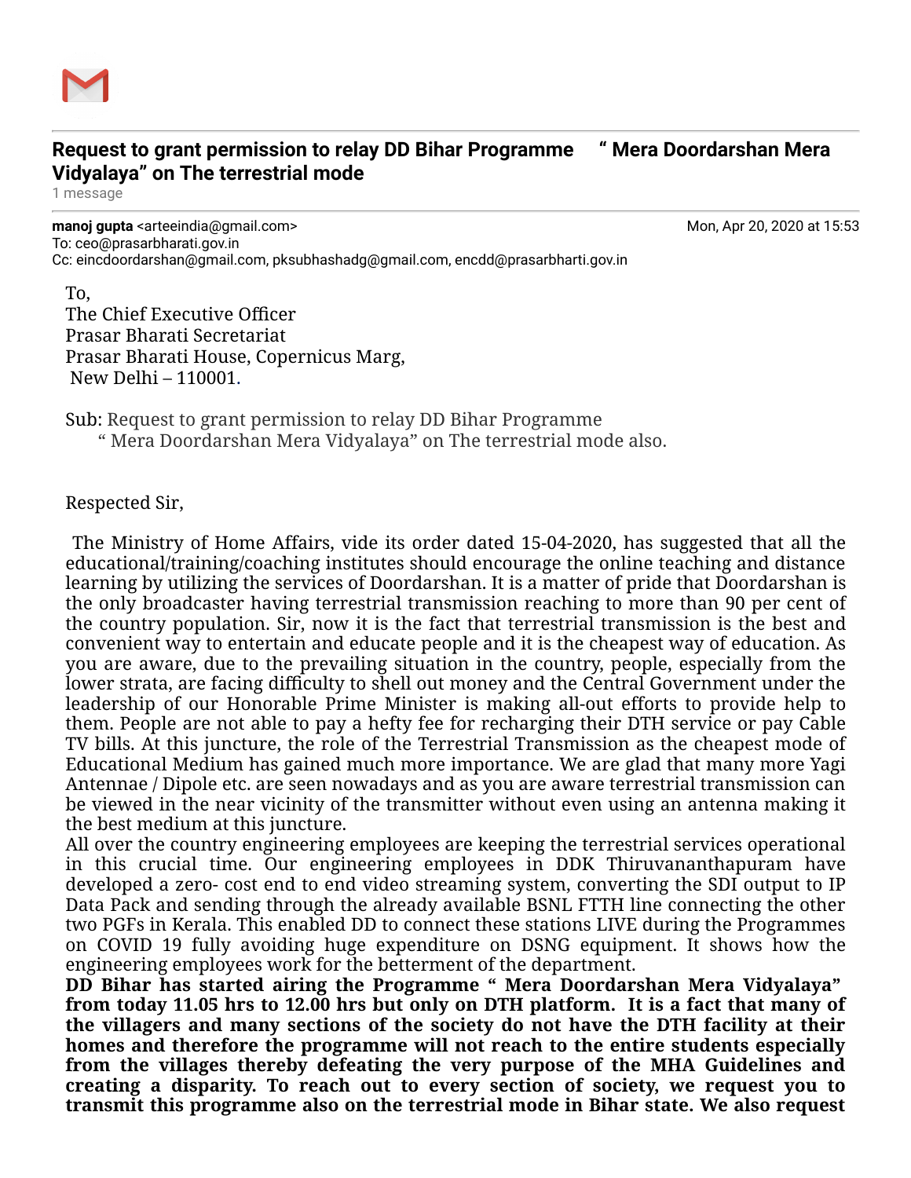## Request to grant permission to relay DD Bihar Programme " Mera Doordarshan Mera Vidyalaya" on The terrestrial mode

1 message

**manoj gupta** <arteeindia@gmail.com> Mon, Apr 20, 2020 at 15:53
To: ceo@prasarbharati.gov.in
Cc: eincdoordarshan@gmail.com, pksubhashadg@gmail.com, encdd@prasarbharti.gov.in

To,
The Chief Executive Officer
Prasar Bharati Secretariat
Prasar Bharati House, Copernicus Marg,
New Delhi – 110001.

Sub: Request to grant permission to relay DD Bihar Programme
" Mera Doordarshan Mera Vidyalaya" on The terrestrial mode also.

Respected Sir,

The Ministry of Home Affairs, vide its order dated 15-04-2020, has suggested that all the educational/training/coaching institutes should encourage the online teaching and distance learning by utilizing the services of Doordarshan. It is a matter of pride that Doordarshan is the only broadcaster having terrestrial transmission reaching to more than 90 per cent of the country population. Sir, now it is the fact that terrestrial transmission is the best and convenient way to entertain and educate people and it is the cheapest way of education. As you are aware, due to the prevailing situation in the country, people, especially from the lower strata, are facing difficulty to shell out money and the Central Government under the leadership of our Honorable Prime Minister is making all-out efforts to provide help to them. People are not able to pay a hefty fee for recharging their DTH service or pay Cable TV bills. At this juncture, the role of the Terrestrial Transmission as the cheapest mode of Educational Medium has gained much more importance. We are glad that many more Yagi Antennae / Dipole etc. are seen nowadays and as you are aware terrestrial transmission can be viewed in the near vicinity of the transmitter without even using an antenna making it the best medium at this juncture.

All over the country engineering employees are keeping the terrestrial services operational in this crucial time. Our engineering employees in DDK Thiruvananthapuram have developed a zero- cost end to end video streaming system, converting the SDI output to IP Data Pack and sending through the already available BSNL FTTH line connecting the other two PGFs in Kerala. This enabled DD to connect these stations LIVE during the Programmes on COVID 19 fully avoiding huge expenditure on DSNG equipment. It shows how the engineering employees work for the betterment of the department.

**DD Bihar has started airing the Programme " Mera Doordarshan Mera Vidyalaya" from today 11.05 hrs to 12.00 hrs but only on DTH platform. It is a fact that many of the villagers and many sections of the society do not have the DTH facility at their homes and therefore the programme will not reach to the entire students especially from the villages thereby defeating the very purpose of the MHA Guidelines and creating a disparity. To reach out to every section of society, we request you to transmit this programme also on the terrestrial mode in Bihar state. We also request**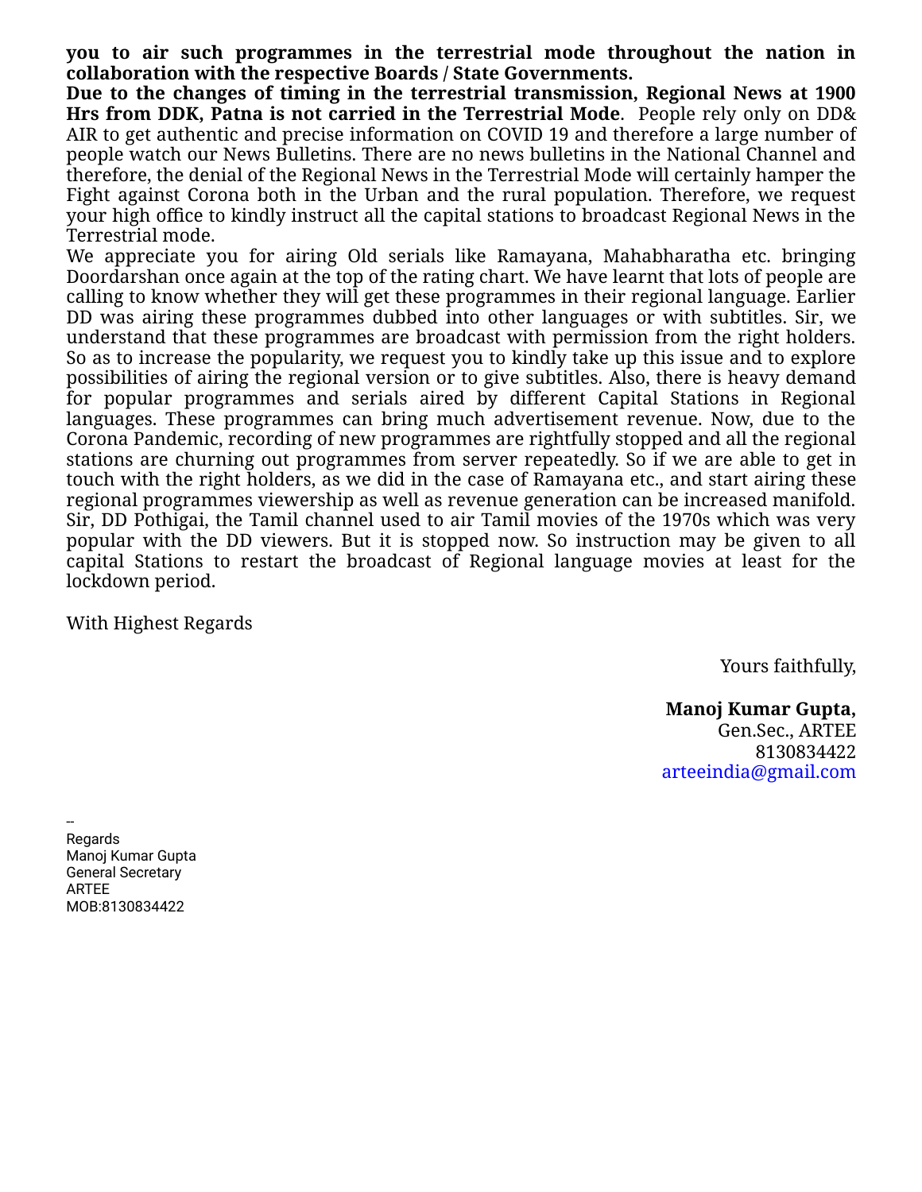**you to air such programmes in the terrestrial mode throughout the nation in collaboration with the respective Boards / State Governments.**

**Due to the changes of timing in the terrestrial transmission, Regional News at 1900 Hrs from DDK, Patna is not carried in the Terrestrial Mode**. People rely only on DD& AIR to get authentic and precise information on COVID 19 and therefore a large number of people watch our News Bulletins. There are no news bulletins in the National Channel and therefore, the denial of the Regional News in the Terrestrial Mode will certainly hamper the Fight against Corona both in the Urban and the rural population. Therefore, we request your high office to kindly instruct all the capital stations to broadcast Regional News in the Terrestrial mode.

We appreciate you for airing Old serials like Ramayana, Mahabharatha etc. bringing Doordarshan once again at the top of the rating chart. We have learnt that lots of people are calling to know whether they will get these programmes in their regional language. Earlier DD was airing these programmes dubbed into other languages or with subtitles. Sir, we understand that these programmes are broadcast with permission from the right holders. So as to increase the popularity, we request you to kindly take up this issue and to explore possibilities of airing the regional version or to give subtitles. Also, there is heavy demand for popular programmes and serials aired by different Capital Stations in Regional languages. These programmes can bring much advertisement revenue. Now, due to the Corona Pandemic, recording of new programmes are rightfully stopped and all the regional stations are churning out programmes from server repeatedly. So if we are able to get in touch with the right holders, as we did in the case of Ramayana etc., and start airing these regional programmes viewership as well as revenue generation can be increased manifold. Sir, DD Pothigai, the Tamil channel used to air Tamil movies of the 1970s which was very popular with the DD viewers. But it is stopped now. So instruction may be given to all capital Stations to restart the broadcast of Regional language movies at least for the lockdown period.

With Highest Regards

Yours faithfully,

**Manoj Kumar Gupta,**
Gen.Sec., ARTEE
8130834422
arteeindia@gmail.com

--
Regards
Manoj Kumar Gupta
General Secretary
ARTEE
MOB:8130834422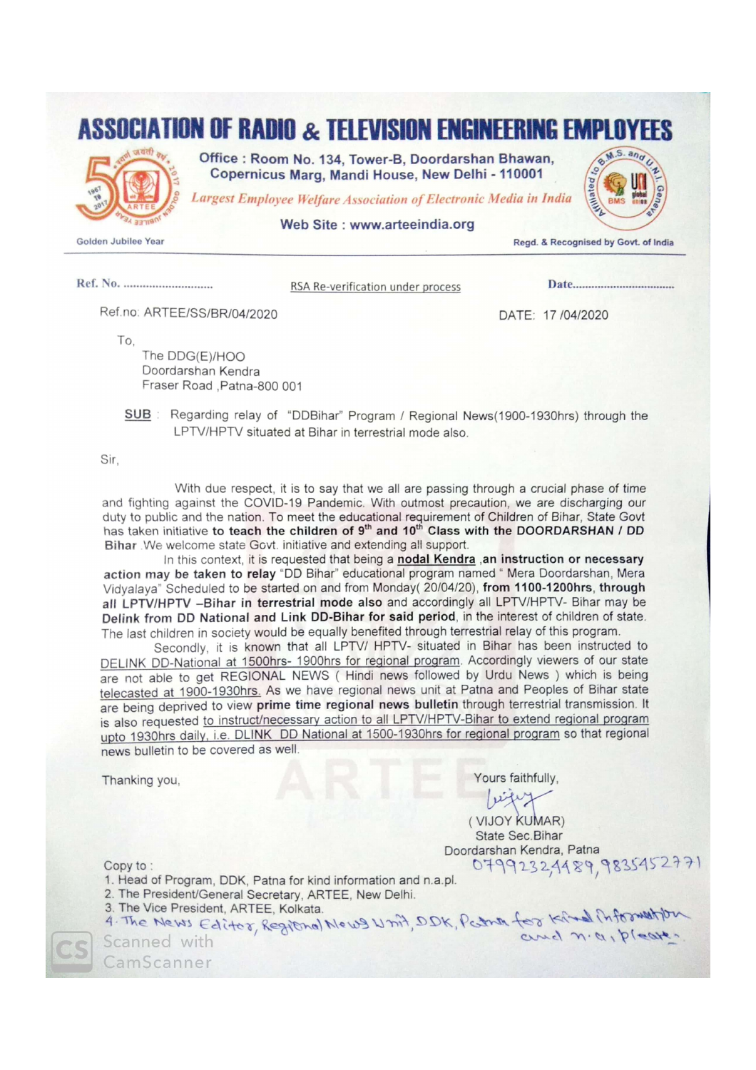# ASSOCIATION OF RADIO & TELEVISION ENGINEERING EMPLOYEES

Office : Room No. 134, Tower-B, Doordarshan Bhawan, Copernicus Marg, Mandi House, New Delhi - 110001

*Largest Employee Welfare Association of Electronic Media in India*

Web Site : www.arteeindia.org

Golden Jubilee Year

Regd. & Recognised by Govt. of India

Ref. No. ............................ RSA Re-verification under process Date................................

Ref.no: ARTEE/SS/BR/04/2020 DATE: 17 /04/2020

To,

The DDG(E)/HOO
Doordarshan Kendra
Fraser Road ,Patna-800 001

**SUB** : Regarding relay of "DDBihar" Program / Regional News(1900-1930hrs) through the LPTV/HPTV situated at Bihar in terrestrial mode also.

Sir,

With due respect, it is to say that we all are passing through a crucial phase of time and fighting against the COVID-19 Pandemic. With outmost precaution, we are discharging our duty to public and the nation. To meet the educational requirement of Children of Bihar, State Govt has taken initiative **to teach the children of 9th and 10th Class with the DOORDARSHAN / DD Bihar**. We welcome state Govt. initiative and extending all support.

In this context, it is requested that being a **nodal Kendra** ,**an instruction or necessary action may be taken to relay** "DD Bihar" educational program named " Mera Doordarshan, Mera Vidyalaya" Scheduled to be started on and from Monday( 20/04/20), **from 1100-1200hrs, through all LPTV/HPTV –Bihar in terrestrial mode also** and accordingly all LPTV/HPTV- Bihar may be **Delink from DD National and Link DD-Bihar for said period**, in the interest of children of state. The last children in society would be equally benefited through terrestrial relay of this program.

Secondly, it is known that all LPTV/ HPTV- situated in Bihar has been instructed to DELINK DD-National at 1500hrs- 1900hrs for regional program. Accordingly viewers of our state are not able to get REGIONAL NEWS ( Hindi news followed by Urdu News ) which is being telecasted at 1900-1930hrs. As we have regional news unit at Patna and Peoples of Bihar state are being deprived to view **prime time regional news bulletin** through terrestrial transmission. It is also requested to instruct/necessary action to all LPTV/HPTV-Bihar to extend regional program upto 1930hrs daily, i.e. DLINK DD National at 1500-1930hrs for regional program so that regional news bulletin to be covered as well.

Thanking you,

Yours faithfully,

( VIJOY KUMAR)
State Sec.Bihar
Doordarshan Kendra, Patna
0799232,4489, 9835452771

Copy to :

1. Head of Program, DDK, Patna for kind information and n.a.pl.
2. The President/General Secretary, ARTEE, New Delhi.
3. The Vice President, ARTEE, Kolkata.
4. The News Editor, Regional News Unit, DDK, Patna for kind information and n.a, please.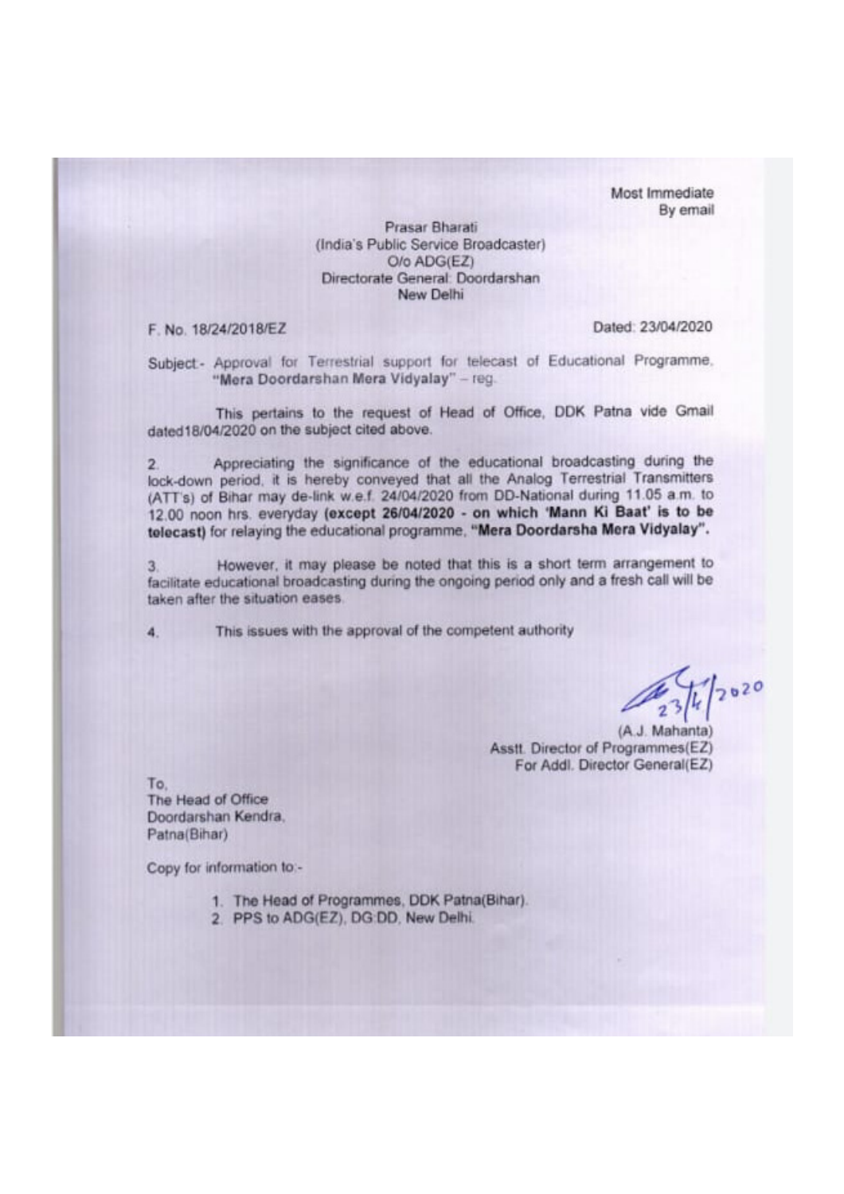Most Immediate
By email

Prasar Bharati
(India's Public Service Broadcaster)
O/o ADG(EZ)
Directorate General: Doordarshan
New Delhi

F. No. 18/24/2018/EZ

Dated: 23/04/2020

Subject:- Approval for Terrestrial support for telecast of Educational Programme, **"Mera Doordarshan Mera Vidyalay"** – reg.

This pertains to the request of Head of Office, DDK Patna vide Gmail dated18/04/2020 on the subject cited above.

2. Appreciating the significance of the educational broadcasting during the lock-down period, it is hereby conveyed that all the Analog Terrestrial Transmitters (ATT's) of Bihar may de-link w.e.f. 24/04/2020 from DD-National during 11.05 a.m. to 12.00 noon hrs. everyday **(except 26/04/2020 - on which 'Mann Ki Baat' is to be telecast)** for relaying the educational programme, **"Mera Doordarsha Mera Vidyalay".**

3. However, it may please be noted that this is a short term arrangement to facilitate educational broadcasting during the ongoing period only and a fresh call will be taken after the situation eases.

4. This issues with the approval of the competent authority

23/4/2020

(A.J. Mahanta)
Asstt. Director of Programmes(EZ)
For Addl. Director General(EZ)

To,
The Head of Office
Doordarshan Kendra,
Patna(Bihar)

Copy for information to:-

1. The Head of Programmes, DDK Patna(Bihar).
2. PPS to ADG(EZ), DG:DD, New Delhi.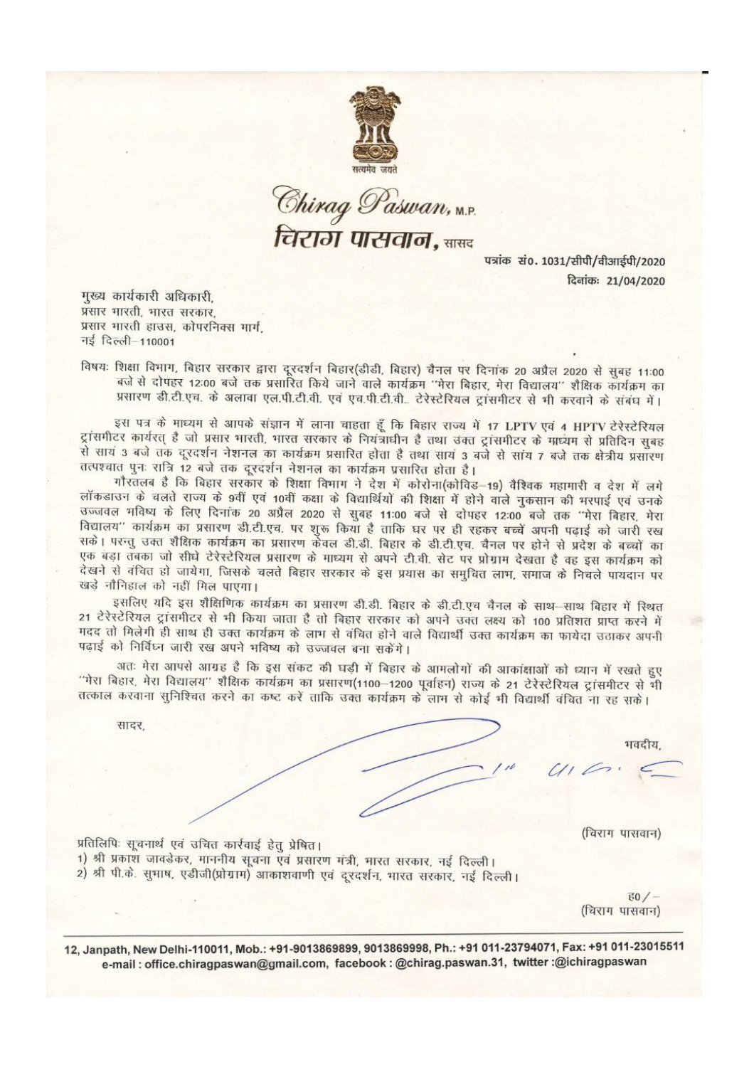सत्यमेव जयते

*Chirag Paswan, M.P.*

**चिराग पासवान, सांसद**

पत्रांक सं0. 1031/सीपी/वीआईपी/2020
दिनांकः 21/04/2020

मुख्य कार्यकारी अधिकारी,
प्रसार भारती, भारत सरकार,
प्रसार भारती हाउस, कोपरनिक्स मार्ग,
नई दिल्ली–110001

विषयः शिक्षा विभाग, बिहार सरकार द्वारा दूरदर्शन बिहार(डीडी, बिहार) चैनल पर दिनांक 20 अप्रैल 2020 से सुबह 11:00 बजे से दोपहर 12:00 बजे तक प्रसारित किये जाने वाले कार्यक्रम "मेरा बिहार, मेरा विद्यालय" शैक्षिक कार्यक्रम का प्रसारण डी.टी.एच. के अलावा एल.पी.टी.वी. एवं एच.पी.टी.वी.. टेरेस्टेरियल ट्रांसमीटर से भी करवाने के संबंध में।

इस पत्र के माध्यम से आपके संज्ञान में लाना चाहता हूँ कि बिहार राज्य में 17 LPTV एवं 4 HPTV टेरेस्टेरियल ट्रांसमीटर कार्यरत् है जो प्रसार भारती, भारत सरकार के नियंत्राधीन है तथा उक्त ट्रांसमीटर के माध्यम से प्रतिदिन सुबह से सायं 3 बजे तक दूरदर्शन नेशनल का कार्यक्रम प्रसारित होता है तथा सायं 3 बजे से सांय 7 बजे तक क्षेत्रीय प्रसारण तत्पश्चात पुनः रात्रि 12 बजे तक दूरदर्शन नेशनल का कार्यक्रम प्रसारित होता है।

गौरतलब है कि बिहार सरकार के शिक्षा विभाग ने देश में कोरोना(कोविड–19) वैश्विक महामारी व देश में लगे लॉकडाउन के चलते राज्य के 9वीं एवं 10वीं कक्षा के विद्यार्थियों की शिक्षा में होने वाले नुकसान की भरपाई एवं उनके उज्जवल भविष्य के लिए दिनांक 20 अप्रैल 2020 से सुबह 11:00 बजे से दोपहर 12:00 बजे तक "मेरा बिहार, मेरा विद्यालय" कार्यक्रम का प्रसारण डी.टी.एच. पर शुरू किया है ताकि घर पर ही रहकर बच्चें अपनी पढ़ाई को जारी रख सके। परन्तु उक्त शैक्षिक कार्यक्रम का प्रसारण केवल डी.डी. बिहार के डी.टी.एच. चैनल पर होने से प्रदेश के बच्चों का एक बड़ा तबका जो सीधे टेरेस्टेरियल प्रसारण के माध्यम से अपने टी.वी. सेट पर प्रोग्राम देखता है वह इस कार्यक्रम को देखने से वंचित हो जायेगा, जिसके चलते बिहार सरकार के इस प्रयास का समुचित लाभ, समाज के निचले पायदान पर खड़े नौनिहाल को नहीं मिल पाएगा।

इसलिए यदि इस शैक्षिणिक कार्यक्रम का प्रसारण डी.डी. बिहार के डी.टी.एच चैनल के साथ–साथ बिहार में स्थित 21 टेरेस्टेरियल ट्रांसमीटर से भी किया जाता है तो बिहार सरकार को अपने उक्त लक्ष्य को 100 प्रतिशत प्राप्त करने में मदद तो मिलेगी ही साथ ही उक्त कार्यक्रम के लाभ से वंचित होने वाले विद्यार्थी उक्त कार्यक्रम का फायेदा उठाकर अपनी पढ़ाई को निर्विघ्न जारी रख अपने भविष्य को उज्जवल बना सकेंगे।

अतः मेरा आपसे आग्रह है कि इस संकट की घड़ी में बिहार के आमलोगों की आकांक्षाओं को ध्यान में रखते हुए "मेरा बिहार, मेरा विद्यालय" शैक्षिक कार्यक्रम का प्रसारण(1100–1200 पूर्वाहन) राज्य के 21 टेरेस्टेरियल ट्रांसमीटर से भी तत्काल करवाना सुनिश्चित करने का कष्ट करें ताकि उक्त कार्यक्रम के लाभ से कोई भी विद्यार्थी वंचित ना रह सके।

सादर,

भवदीय,

(चिराग पासवान)

प्रतिलिपिः सूचनार्थ एवं उचित कार्रवाई हेतु प्रेषित।
1) श्री प्रकाश जावडेकर, माननीय सूचना एवं प्रसारण मंत्री, भारत सरकार, नई दिल्ली।
2) श्री पी.के. सुभाष, एडीजी(प्रोग्राम) आकाशवाणी एवं दूरदर्शन, भारत सरकार, नई दिल्ली।

ह0/–
(चिराग पासवान)

12, Janpath, New Delhi-110011, Mob.: +91-9013869899, 9013869998, Ph.: +91 011-23794071, Fax: +91 011-23015511
e-mail : office.chiragpaswan@gmail.com, facebook : @chirag.paswan.31, twitter :@ichiragpaswan